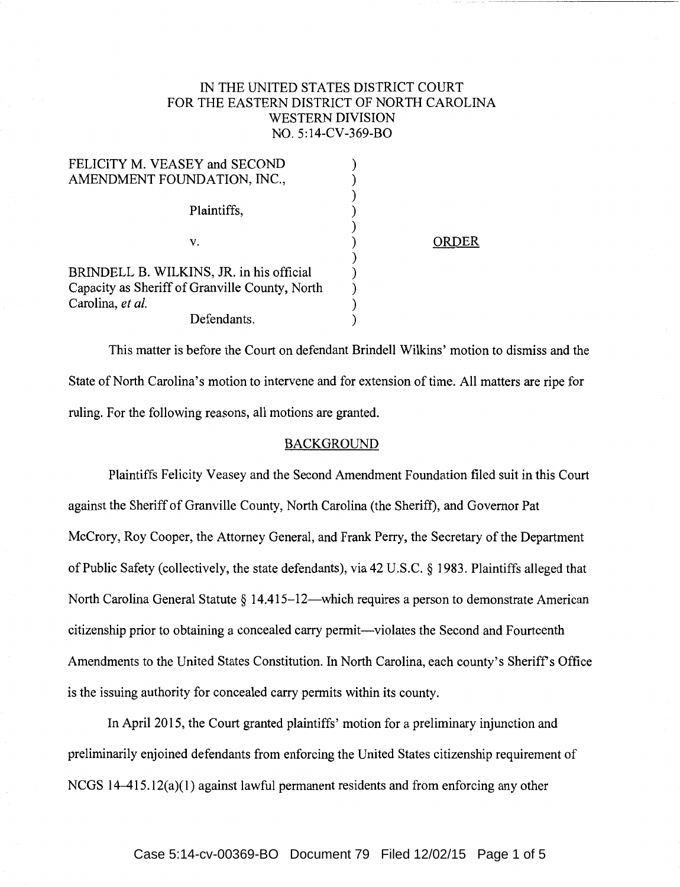IN THE UNITED STATES DISTRICT COURT
FOR THE EASTERN DISTRICT OF NORTH CAROLINA
WESTERN DIVISION
NO. 5:14-CV-369-BO

FELICITY M. VEASEY and SECOND AMENDMENT FOUNDATION, INC.,

Plaintiffs,

v.

BRINDELL B. WILKINS, JR. in his official Capacity as Sheriff of Granville County, North Carolina, *et al.*

Defendants.

ORDER

This matter is before the Court on defendant Brindell Wilkins' motion to dismiss and the State of North Carolina's motion to intervene and for extension of time. All matters are ripe for ruling. For the following reasons, all motions are granted.

## BACKGROUND

Plaintiffs Felicity Veasey and the Second Amendment Foundation filed suit in this Court against the Sheriff of Granville County, North Carolina (the Sheriff), and Governor Pat McCrory, Roy Cooper, the Attorney General, and Frank Perry, the Secretary of the Department of Public Safety (collectively, the state defendants), via 42 U.S.C. § 1983. Plaintiffs alleged that North Carolina General Statute § 14.415–12—which requires a person to demonstrate American citizenship prior to obtaining a concealed carry permit—violates the Second and Fourteenth Amendments to the United States Constitution. In North Carolina, each county's Sheriff's Office is the issuing authority for concealed carry permits within its county.

In April 2015, the Court granted plaintiffs' motion for a preliminary injunction and preliminarily enjoined defendants from enforcing the United States citizenship requirement of NCGS 14–415.12(a)(1) against lawful permanent residents and from enforcing any other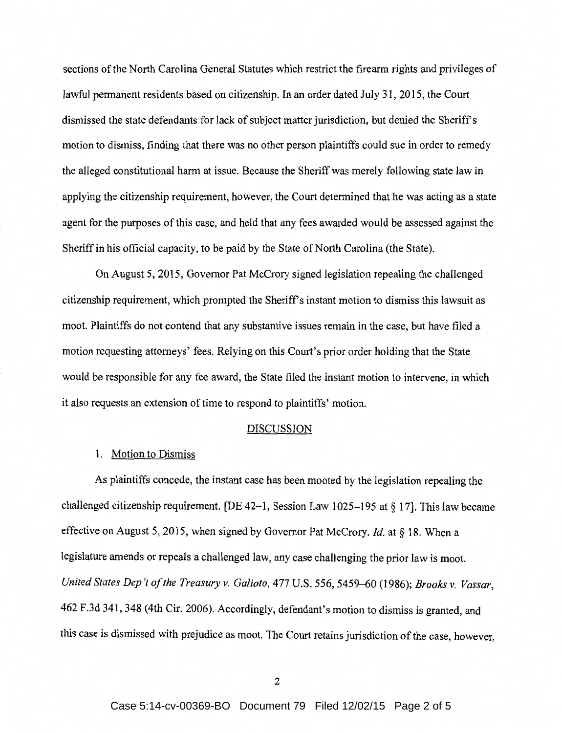sections of the North Carolina General Statutes which restrict the firearm rights and privileges of lawful permanent residents based on citizenship. In an order dated July 31, 2015, the Court dismissed the state defendants for lack of subject matter jurisdiction, but denied the Sheriff's motion to dismiss, finding that there was no other person plaintiffs could sue in order to remedy the alleged constitutional harm at issue. Because the Sheriff was merely following state law in applying the citizenship requirement, however, the Court determined that he was acting as a state agent for the purposes of this case, and held that any fees awarded would be assessed against the Sheriff in his official capacity, to be paid by the State of North Carolina (the State).

On August 5, 2015, Governor Pat McCrory signed legislation repealing the challenged citizenship requirement, which prompted the Sheriff's instant motion to dismiss this lawsuit as moot. Plaintiffs do not contend that any substantive issues remain in the case, but have filed a motion requesting attorneys' fees. Relying on this Court's prior order holding that the State would be responsible for any fee award, the State filed the instant motion to intervene, in which it also requests an extension of time to respond to plaintiffs' motion.

## DISCUSSION

### 1. Motion to Dismiss

As plaintiffs concede, the instant case has been mooted by the legislation repealing the challenged citizenship requirement. [DE 42–1, Session Law 1025–195 at § 17]. This law became effective on August 5, 2015, when signed by Governor Pat McCrory. *Id.* at § 18. When a legislature amends or repeals a challenged law, any case challenging the prior law is moot. *United States Dep't of the Treasury v. Galioto*, 477 U.S. 556, 5459–60 (1986); *Brooks v. Vassar*, 462 F.3d 341, 348 (4th Cir. 2006). Accordingly, defendant's motion to dismiss is granted, and this case is dismissed with prejudice as moot. The Court retains jurisdiction of the case, however,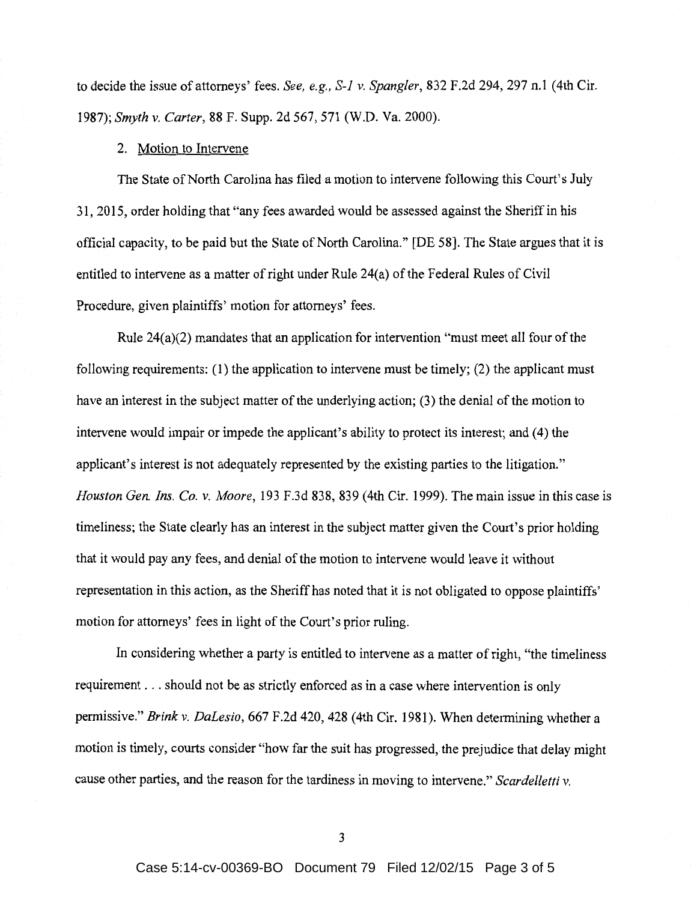to decide the issue of attorneys' fees. *See, e.g., S-1 v. Spangler*, 832 F.2d 294, 297 n.1 (4th Cir. 1987); *Smyth v. Carter*, 88 F. Supp. 2d 567, 571 (W.D. Va. 2000).

2. Motion to Intervene

The State of North Carolina has filed a motion to intervene following this Court's July 31, 2015, order holding that "any fees awarded would be assessed against the Sheriff in his official capacity, to be paid but the State of North Carolina." [DE 58]. The State argues that it is entitled to intervene as a matter of right under Rule 24(a) of the Federal Rules of Civil Procedure, given plaintiffs' motion for attorneys' fees.

Rule 24(a)(2) mandates that an application for intervention "must meet all four of the following requirements: (1) the application to intervene must be timely; (2) the applicant must have an interest in the subject matter of the underlying action; (3) the denial of the motion to intervene would impair or impede the applicant's ability to protect its interest; and (4) the applicant's interest is not adequately represented by the existing parties to the litigation." *Houston Gen. Ins. Co. v. Moore*, 193 F.3d 838, 839 (4th Cir. 1999). The main issue in this case is timeliness; the State clearly has an interest in the subject matter given the Court's prior holding that it would pay any fees, and denial of the motion to intervene would leave it without representation in this action, as the Sheriff has noted that it is not obligated to oppose plaintiffs' motion for attorneys' fees in light of the Court's prior ruling.

In considering whether a party is entitled to intervene as a matter of right, "the timeliness requirement . . . should not be as strictly enforced as in a case where intervention is only permissive." *Brink v. DaLesio*, 667 F.2d 420, 428 (4th Cir. 1981). When determining whether a motion is timely, courts consider "how far the suit has progressed, the prejudice that delay might cause other parties, and the reason for the tardiness in moving to intervene." *Scardelletti v.*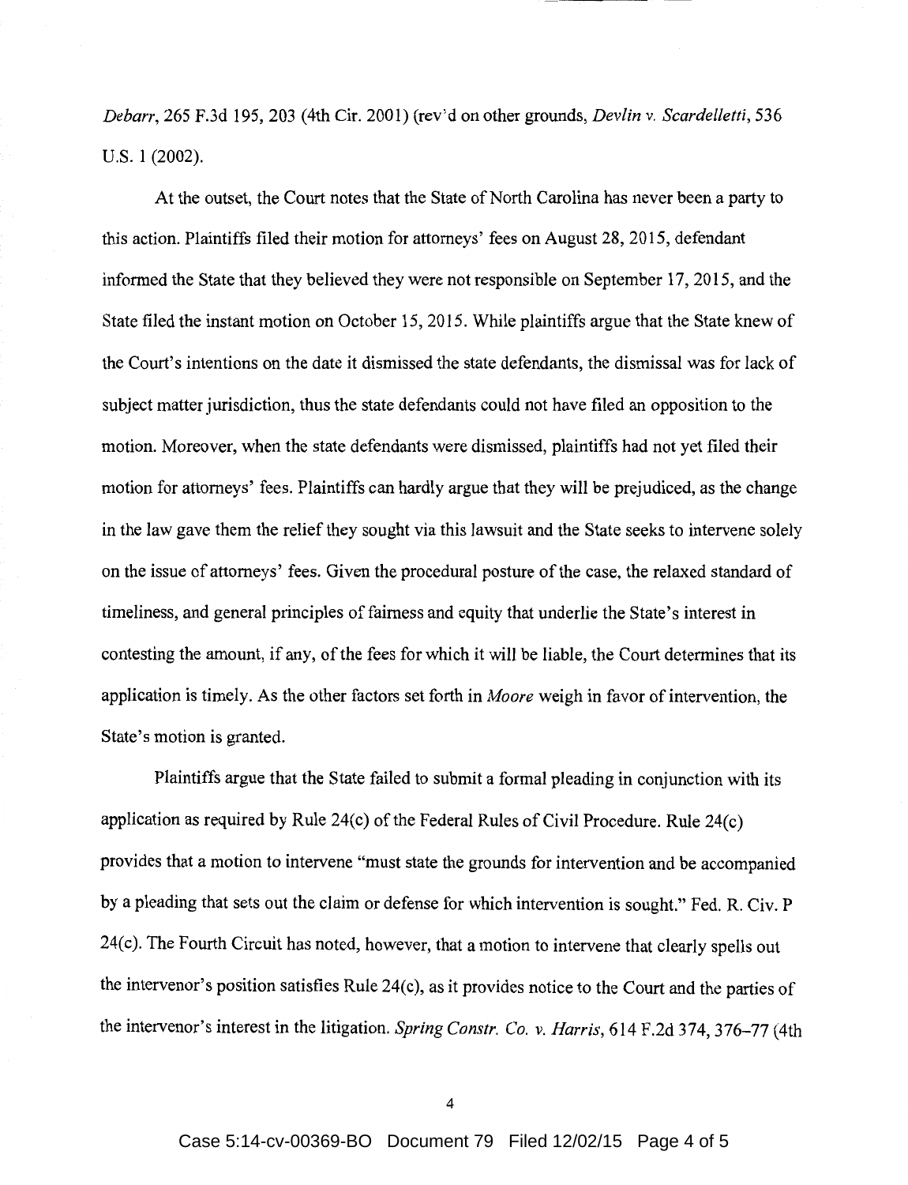*Debarr*, 265 F.3d 195, 203 (4th Cir. 2001) (rev'd on other grounds, *Devlin v. Scardelletti*, 536 U.S. 1 (2002).

At the outset, the Court notes that the State of North Carolina has never been a party to this action. Plaintiffs filed their motion for attorneys' fees on August 28, 2015, defendant informed the State that they believed they were not responsible on September 17, 2015, and the State filed the instant motion on October 15, 2015. While plaintiffs argue that the State knew of the Court's intentions on the date it dismissed the state defendants, the dismissal was for lack of subject matter jurisdiction, thus the state defendants could not have filed an opposition to the motion. Moreover, when the state defendants were dismissed, plaintiffs had not yet filed their motion for attorneys' fees. Plaintiffs can hardly argue that they will be prejudiced, as the change in the law gave them the relief they sought via this lawsuit and the State seeks to intervene solely on the issue of attorneys' fees. Given the procedural posture of the case, the relaxed standard of timeliness, and general principles of fairness and equity that underlie the State's interest in contesting the amount, if any, of the fees for which it will be liable, the Court determines that its application is timely. As the other factors set forth in *Moore* weigh in favor of intervention, the State's motion is granted.

Plaintiffs argue that the State failed to submit a formal pleading in conjunction with its application as required by Rule 24(c) of the Federal Rules of Civil Procedure. Rule 24(c) provides that a motion to intervene "must state the grounds for intervention and be accompanied by a pleading that sets out the claim or defense for which intervention is sought." Fed. R. Civ. P 24(c). The Fourth Circuit has noted, however, that a motion to intervene that clearly spells out the intervenor's position satisfies Rule 24(c), as it provides notice to the Court and the parties of the intervenor's interest in the litigation. *Spring Constr. Co. v. Harris*, 614 F.2d 374, 376–77 (4th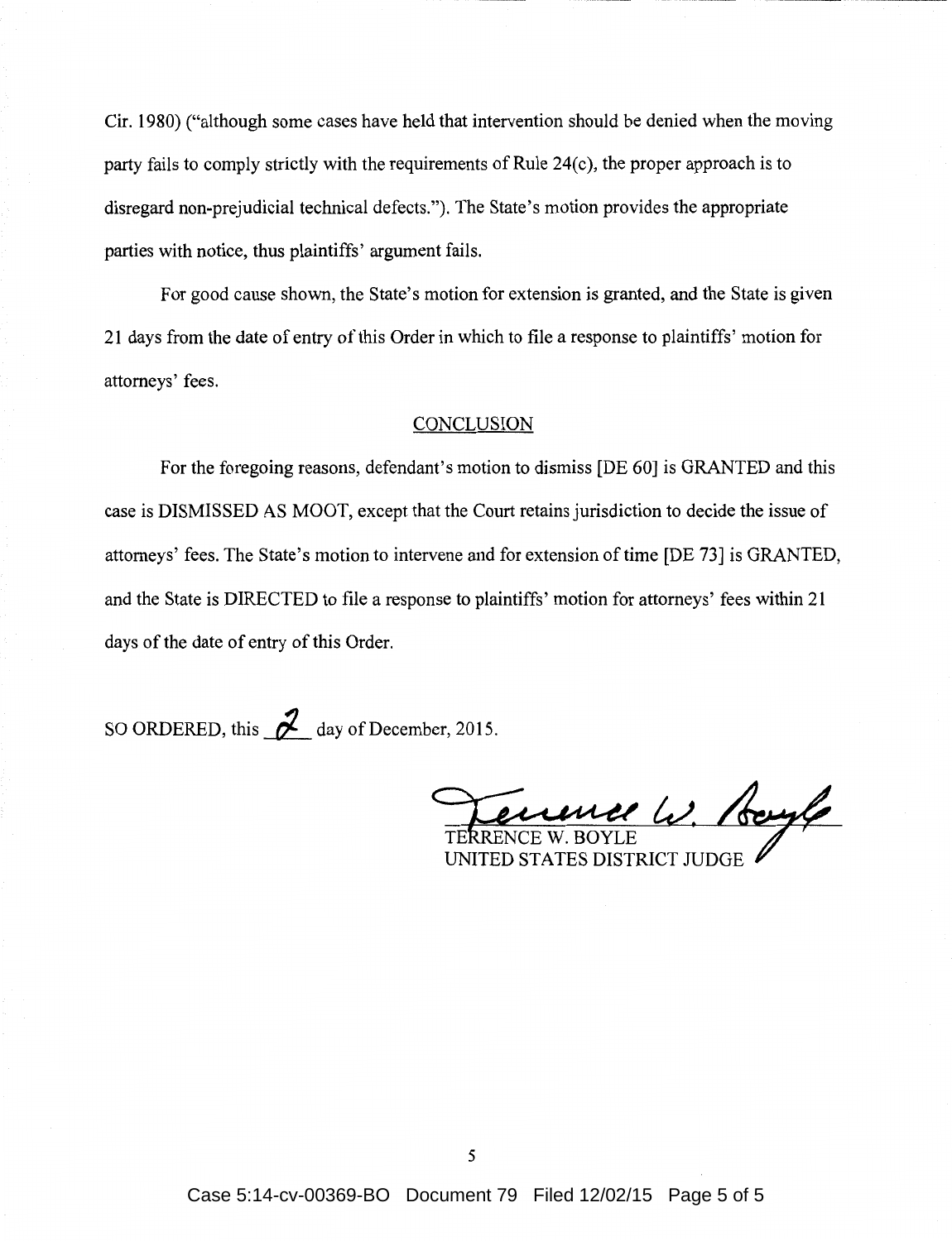Cir. 1980) ("although some cases have held that intervention should be denied when the moving party fails to comply strictly with the requirements of Rule 24(c), the proper approach is to disregard non-prejudicial technical defects."). The State's motion provides the appropriate parties with notice, thus plaintiffs' argument fails.

For good cause shown, the State's motion for extension is granted, and the State is given 21 days from the date of entry of this Order in which to file a response to plaintiffs' motion for attorneys' fees.

## CONCLUSION

For the foregoing reasons, defendant's motion to dismiss [DE 60] is GRANTED and this case is DISMISSED AS MOOT, except that the Court retains jurisdiction to decide the issue of attorneys' fees. The State's motion to intervene and for extension of time [DE 73] is GRANTED, and the State is DIRECTED to file a response to plaintiffs' motion for attorneys' fees within 21 days of the date of entry of this Order.

SO ORDERED, this 2 day of December, 2015.

TERRENCE W. BOYLE
UNITED STATES DISTRICT JUDGE